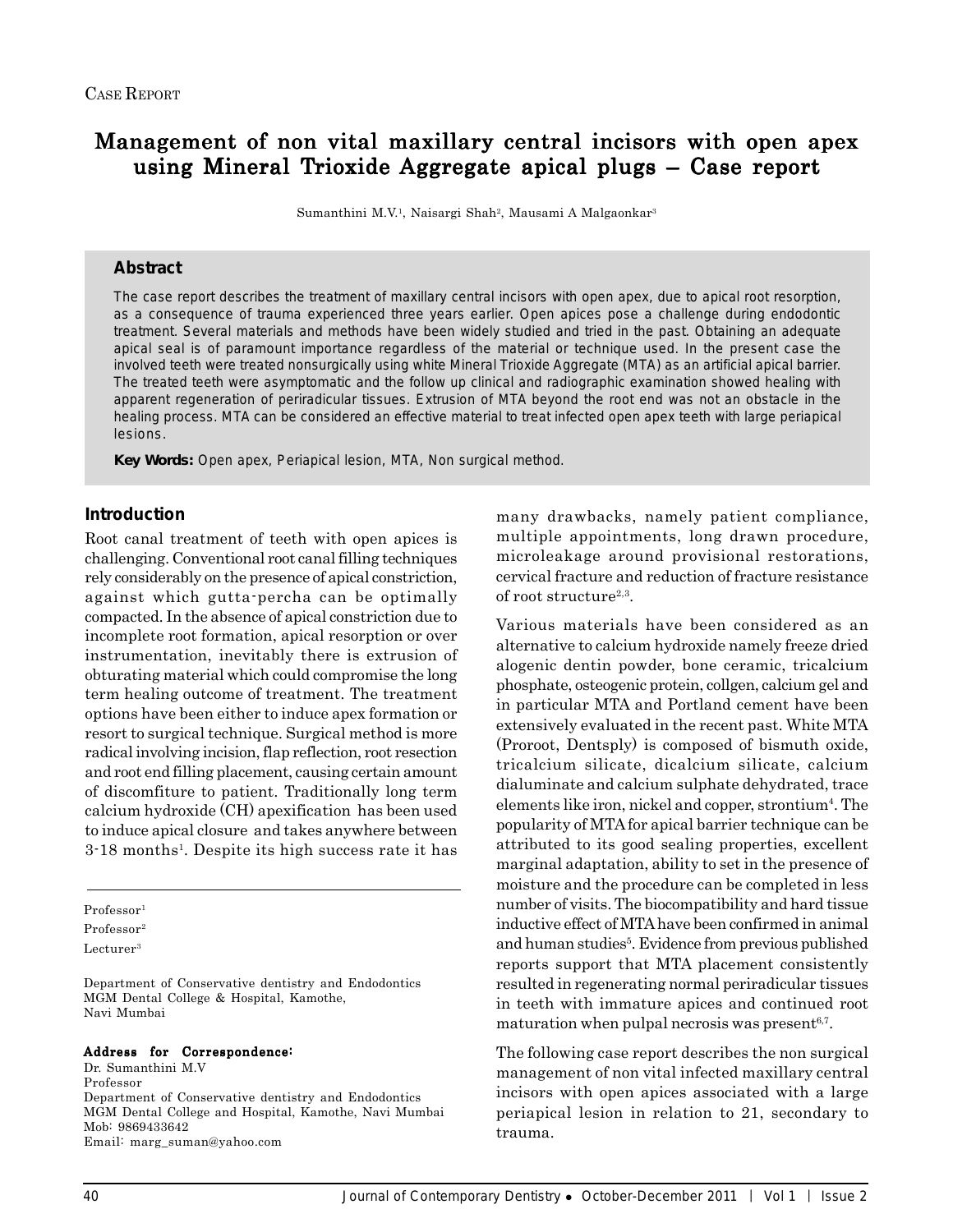Case Report

# Management of non vital maxillary central incisors with open apex using Mineral Trioxide Aggregate apical plugs – Case report

Sumanthini M.V.[1], Naisargi Shah[2], Mausami A Malgaonkar[3]

## Abstract

The case report describes the treatment of maxillary central incisors with open apex, due to apical root resorption, as a consequence of trauma experienced three years earlier. Open apices pose a challenge during endodontic treatment. Several materials and methods have been widely studied and tried in the past. Obtaining an adequate apical seal is of paramount importance regardless of the material or technique used. In the present case the involved teeth were treated nonsurgically using white Mineral Trioxide Aggregate (MTA) as an artificial apical barrier. The treated teeth were asymptomatic and the follow up clinical and radiographic examination showed healing with apparent regeneration of periradicular tissues. Extrusion of MTA beyond the root end was not an obstacle in the healing process. MTA can be considered an effective material to treat infected open apex teeth with large periapical lesions.

**Key Words:** Open apex, Periapical lesion, MTA, Non surgical method.

## Introduction

Root canal treatment of teeth with open apices is challenging. Conventional root canal filling techniques rely considerably on the presence of apical constriction, against which gutta-percha can be optimally compacted. In the absence of apical constriction due to incomplete root formation, apical resorption or over instrumentation, inevitably there is extrusion of obturating material which could compromise the long term healing outcome of treatment. The treatment options have been either to induce apex formation or resort to surgical technique. Surgical method is more radical involving incision, flap reflection, root resection and root end filling placement, causing certain amount of discomfiture to patient. Traditionally long term calcium hydroxide (CH) apexification has been used to induce apical closure and takes anywhere between 3-18 months[1]. Despite its high success rate it has many drawbacks, namely patient compliance, multiple appointments, long drawn procedure, microleakage around provisional restorations, cervical fracture and reduction of fracture resistance of root structure[2,3].

Various materials have been considered as an alternative to calcium hydroxide namely freeze dried alogenic dentin powder, bone ceramic, tricalcium phosphate, osteogenic protein, collgen, calcium gel and in particular MTA and Portland cement have been extensively evaluated in the recent past. White MTA (Proroot, Dentsply) is composed of bismuth oxide, tricalcium silicate, dicalcium silicate, calcium dialuminate and calcium sulphate dehydrated, trace elements like iron, nickel and copper, strontium[4]. The popularity of MTA for apical barrier technique can be attributed to its good sealing properties, excellent marginal adaptation, ability to set in the presence of moisture and the procedure can be completed in less number of visits. The biocompatibility and hard tissue inductive effect of MTA have been confirmed in animal and human studies[5]. Evidence from previous published reports support that MTA placement consistently resulted in regenerating normal periradicular tissues in teeth with immature apices and continued root maturation when pulpal necrosis was present[6,7].

The following case report describes the non surgical management of non vital infected maxillary central incisors with open apices associated with a large periapical lesion in relation to 21, secondary to trauma.

---

Professor[1]
Professor[2]
Lecturer[3]

Department of Conservative dentistry and Endodontics
MGM Dental College & Hospital, Kamothe,
Navi Mumbai

**Address for Correspondence:**
Dr. Sumanthini M.V
Professor
Department of Conservative dentistry and Endodontics
MGM Dental College and Hospital, Kamothe, Navi Mumbai
Mob: 9869433642
Email: marg_suman@yahoo.com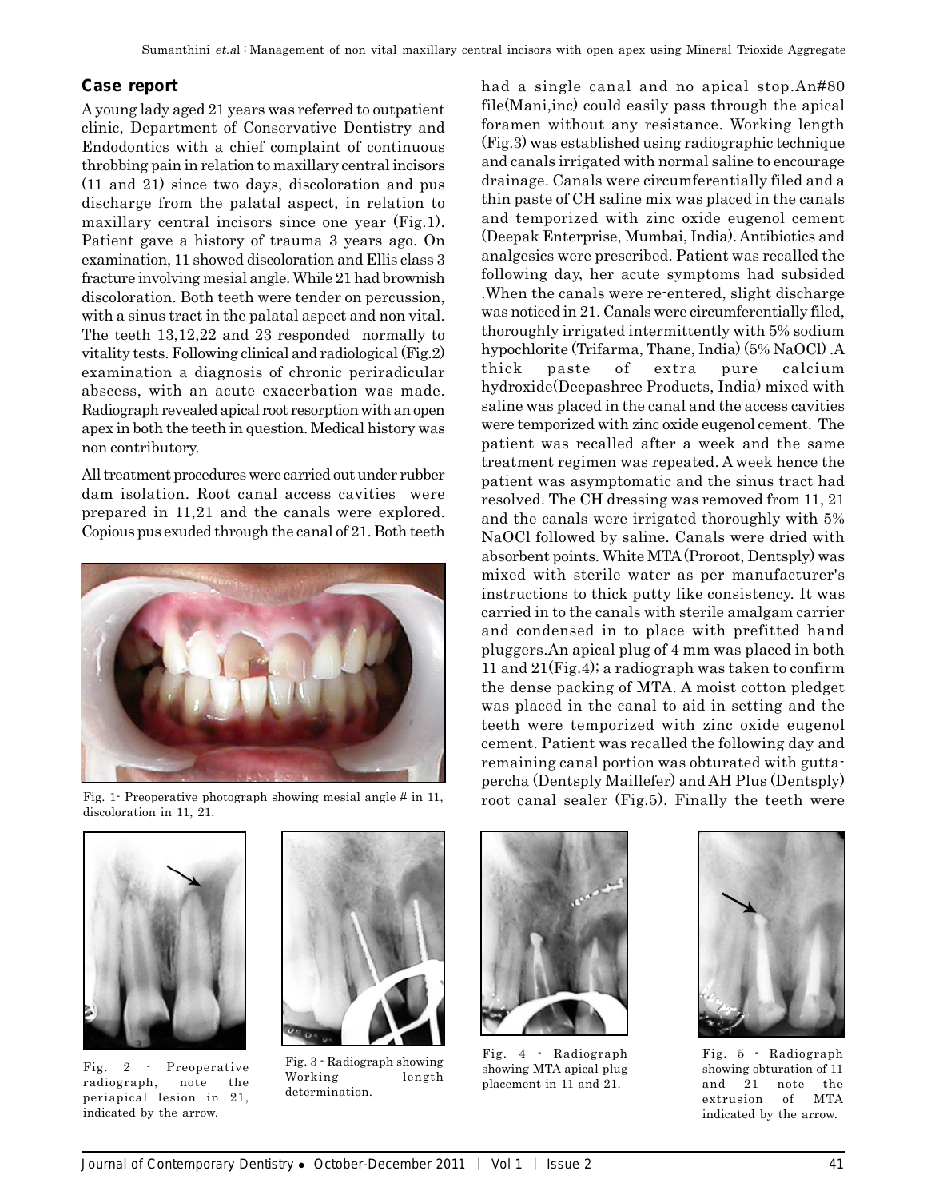## Case report

A young lady aged 21 years was referred to outpatient clinic, Department of Conservative Dentistry and Endodontics with a chief complaint of continuous throbbing pain in relation to maxillary central incisors (11 and 21) since two days, discoloration and pus discharge from the palatal aspect, in relation to maxillary central incisors since one year (Fig.1). Patient gave a history of trauma 3 years ago. On examination, 11 showed discoloration and Ellis class 3 fracture involving mesial angle. While 21 had brownish discoloration. Both teeth were tender on percussion, with a sinus tract in the palatal aspect and non vital. The teeth 13,12,22 and 23 responded normally to vitality tests. Following clinical and radiological (Fig.2) examination a diagnosis of chronic periradicular abscess, with an acute exacerbation was made. Radiograph revealed apical root resorption with an open apex in both the teeth in question. Medical history was non contributory.

All treatment procedures were carried out under rubber dam isolation. Root canal access cavities were prepared in 11,21 and the canals were explored. Copious pus exuded through the canal of 21. Both teeth had a single canal and no apical stop.An#80 file(Mani,inc) could easily pass through the apical foramen without any resistance. Working length (Fig.3) was established using radiographic technique and canals irrigated with normal saline to encourage drainage. Canals were circumferentially filed and a thin paste of CH saline mix was placed in the canals and temporized with zinc oxide eugenol cement (Deepak Enterprise, Mumbai, India). Antibiotics and analgesics were prescribed. Patient was recalled the following day, her acute symptoms had subsided .When the canals were re-entered, slight discharge was noticed in 21. Canals were circumferentially filed, thoroughly irrigated intermittently with 5% sodium hypochlorite (Trifarma, Thane, India) (5% NaOCl) .A thick paste of extra pure calcium hydroxide(Deepashree Products, India) mixed with saline was placed in the canal and the access cavities were temporized with zinc oxide eugenol cement. The patient was recalled after a week and the same treatment regimen was repeated. A week hence the patient was asymptomatic and the sinus tract had resolved. The CH dressing was removed from 11, 21 and the canals were irrigated thoroughly with 5% NaOCl followed by saline. Canals were dried with absorbent points. White MTA (Proroot, Dentsply) was mixed with sterile water as per manufacturer's instructions to thick putty like consistency. It was carried in to the canals with sterile amalgam carrier and condensed in to place with prefitted hand pluggers.An apical plug of 4 mm was placed in both 11 and 21(Fig.4); a radiograph was taken to confirm the dense packing of MTA. A moist cotton pledget was placed in the canal to aid in setting and the teeth were temporized with zinc oxide eugenol cement. Patient was recalled the following day and remaining canal portion was obturated with gutta-percha (Dentsply Maillefer) and AH Plus (Dentsply) root canal sealer (Fig.5). Finally the teeth were

Fig. 1- Preoperative photograph showing mesial angle # in 11, discoloration in 11, 21.

Fig. 2 - Preoperative radiograph, note the periapical lesion in 21, indicated by the arrow.

Fig. 3 - Radiograph showing Working length determination.

Fig. 4 - Radiograph showing MTA apical plug placement in 11 and 21.

Fig. 5 - Radiograph showing obturation of 11 and 21 note the extrusion of MTA indicated by the arrow.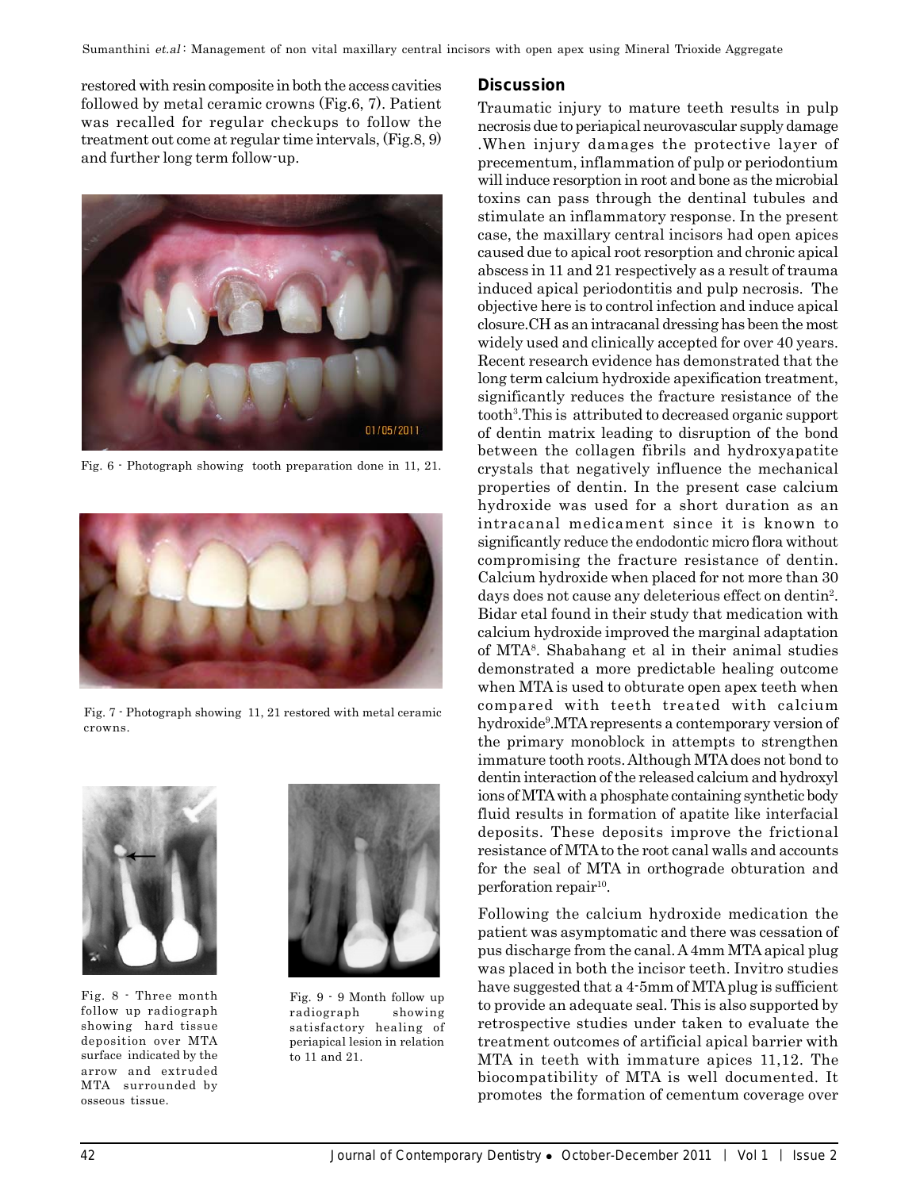restored with resin composite in both the access cavities followed by metal ceramic crowns (Fig.6, 7). Patient was recalled for regular checkups to follow the treatment out come at regular time intervals, (Fig.8, 9) and further long term follow-up.

Fig. 6 - Photograph showing tooth preparation done in 11, 21.

Fig. 7 - Photograph showing 11, 21 restored with metal ceramic crowns.

Fig. 8 - Three month follow up radiograph showing hard tissue deposition over MTA surface indicated by the arrow and extruded MTA surrounded by osseous tissue.

Fig. 9 - 9 Month follow up radiograph showing satisfactory healing of periapical lesion in relation to 11 and 21.

## Discussion

Traumatic injury to mature teeth results in pulp necrosis due to periapical neurovascular supply damage .When injury damages the protective layer of precementum, inflammation of pulp or periodontium will induce resorption in root and bone as the microbial toxins can pass through the dentinal tubules and stimulate an inflammatory response. In the present case, the maxillary central incisors had open apices caused due to apical root resorption and chronic apical abscess in 11 and 21 respectively as a result of trauma induced apical periodontitis and pulp necrosis. The objective here is to control infection and induce apical closure.CH as an intracanal dressing has been the most widely used and clinically accepted for over 40 years. Recent research evidence has demonstrated that the long term calcium hydroxide apexification treatment, significantly reduces the fracture resistance of the tooth[3].This is attributed to decreased organic support of dentin matrix leading to disruption of the bond between the collagen fibrils and hydroxyapatite crystals that negatively influence the mechanical properties of dentin. In the present case calcium hydroxide was used for a short duration as an intracanal medicament since it is known to significantly reduce the endodontic micro flora without compromising the fracture resistance of dentin. Calcium hydroxide when placed for not more than 30 days does not cause any deleterious effect on dentin[2]. Bidar etal found in their study that medication with calcium hydroxide improved the marginal adaptation of MTA[8]. Shabahang et al in their animal studies demonstrated a more predictable healing outcome when MTA is used to obturate open apex teeth when compared with teeth treated with calcium hydroxide[9].MTA represents a contemporary version of the primary monoblock in attempts to strengthen immature tooth roots. Although MTA does not bond to dentin interaction of the released calcium and hydroxyl ions of MTA with a phosphate containing synthetic body fluid results in formation of apatite like interfacial deposits. These deposits improve the frictional resistance of MTA to the root canal walls and accounts for the seal of MTA in orthograde obturation and perforation repair[10].

Following the calcium hydroxide medication the patient was asymptomatic and there was cessation of pus discharge from the canal. A 4mm MTA apical plug was placed in both the incisor teeth. Invitro studies have suggested that a 4-5mm of MTA plug is sufficient to provide an adequate seal. This is also supported by retrospective studies under taken to evaluate the treatment outcomes of artificial apical barrier with MTA in teeth with immature apices 11,12. The biocompatibility of MTA is well documented. It promotes the formation of cementum coverage over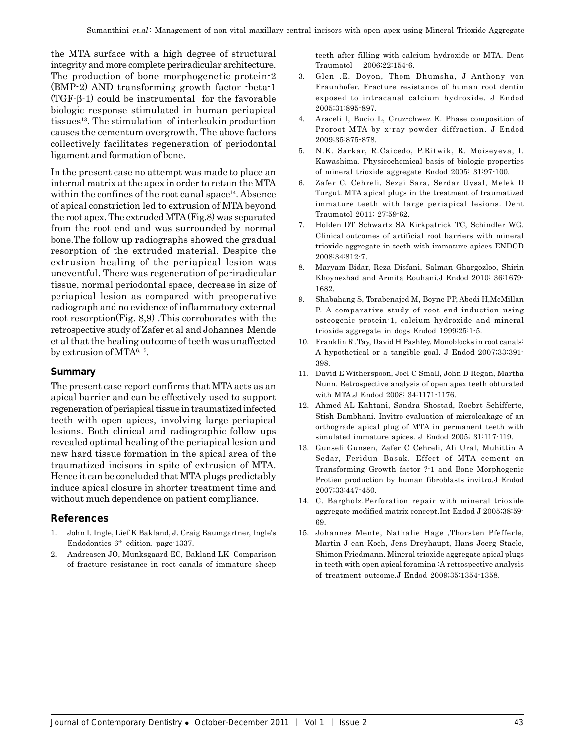the MTA surface with a high degree of structural integrity and more complete periradicular architecture. The production of bone morphogenetic protein-2 (BMP-2) AND transforming growth factor -beta-1 (TGF-β-1) could be instrumental for the favorable biologic response stimulated in human periapical tissues[13]. The stimulation of interleukin production causes the cementum overgrowth. The above factors collectively facilitates regeneration of periodontal ligament and formation of bone.

In the present case no attempt was made to place an internal matrix at the apex in order to retain the MTA within the confines of the root canal space[14]. Absence of apical constriction led to extrusion of MTA beyond the root apex. The extruded MTA (Fig.8) was separated from the root end and was surrounded by normal bone.The follow up radiographs showed the gradual resorption of the extruded material. Despite the extrusion healing of the periapical lesion was uneventful. There was regeneration of periradicular tissue, normal periodontal space, decrease in size of periapical lesion as compared with preoperative radiograph and no evidence of inflammatory external root resorption(Fig. 8,9) .This corroborates with the retrospective study of Zafer et al and Johannes Mende et al that the healing outcome of teeth was unaffected by extrusion of MTA[6,15].

## Summary

The present case report confirms that MTA acts as an apical barrier and can be effectively used to support regeneration of periapical tissue in traumatized infected teeth with open apices, involving large periapical lesions. Both clinical and radiographic follow ups revealed optimal healing of the periapical lesion and new hard tissue formation in the apical area of the traumatized incisors in spite of extrusion of MTA. Hence it can be concluded that MTA plugs predictably induce apical closure in shorter treatment time and without much dependence on patient compliance.

## References

1. John I. Ingle, Lief K Bakland, J. Craig Baumgartner, Ingle's Endodontics 6th edition. page-1337.
2. Andreasen JO, Munksgaard EC, Bakland LK. Comparison of fracture resistance in root canals of immature sheep teeth after filling with calcium hydroxide or MTA. Dent Traumatol 2006;22:154-6.
3. Glen .E. Doyon, Thom Dhumsha, J Anthony von Fraunhofer. Fracture resistance of human root dentin exposed to intracanal calcium hydroxide. J Endod 2005;31:895-897.
4. Araceli I, Bucio L, Cruz-chwez E. Phase composition of Proroot MTA by x-ray powder diffraction. J Endod 2009;35:875-878.
5. N.K. Sarkar, R.Caicedo, P.Ritwik, R. Moiseyeva, I. Kawashima. Physicochemical basis of biologic properties of mineral trioxide aggregate Endod 2005; 31:97-100.
6. Zafer C. Cehreli, Sezgi Sara, Serdar Uysal, Melek D Turgut. MTA apical plugs in the treatment of traumatized immature teeth with large periapical lesions. Dent Traumatol 2011; 27:59-62.
7. Holden DT Schwartz SA Kirkpatrick TC, Schindler WG. Clinical outcomes of artificial root barriers with mineral trioxide aggregate in teeth with immature apices ENDOD 2008;34:812-7.
8. Maryam Bidar, Reza Disfani, Salman Ghargozloo, Shirin Khoynezhad and Armita Rouhani.J Endod 2010; 36:1679-1682.
9. Shabahang S, Torabenajed M, Boyne PP, Abedi H,McMillan P. A comparative study of root end induction using osteogenic protein-1, calcium hydroxide and mineral trioxide aggregate in dogs Endod 1999;25:1-5.
10. Franklin R .Tay, David H Pashley. Monoblocks in root canals: A hypothetical or a tangible goal. J Endod 2007;33:391-398.
11. David E Witherspoon, Joel C Small, John D Regan, Martha Nunn. Retrospective analysis of open apex teeth obturated with MTA.J Endod 2008; 34:1171-1176.
12. Ahmed AL Kahtani, Sandra Shostad, Roebrt Schifferte, Stish Bambhani. Invitro evaluation of microleakage of an orthograde apical plug of MTA in permanent teeth with simulated immature apices. J Endod 2005; 31:117-119.
13. Gunseli Gunsen, Zafer C Cehreli, Ali Ural, Muhittin A Sedar, Feridun Basak. Effect of MTA cement on Transforming Growth factor ?-1 and Bone Morphogenic Protien production by human fibroblasts invitro.J Endod 2007;33:447-450.
14. C. Bargholz.Perforation repair with mineral trioxide aggregate modified matrix concept.Int Endod J 2005;38:59-69.
15. Johannes Mente, Nathalie Hage ,Thorsten Pfefferle, Martin J ean Koch, Jens Dreyhaupt, Hans Joerg Staele, Shimon Friedmann. Mineral trioxide aggregate apical plugs in teeth with open apical foramina :A retrospective analysis of treatment outcome.J Endod 2009;35:1354-1358.